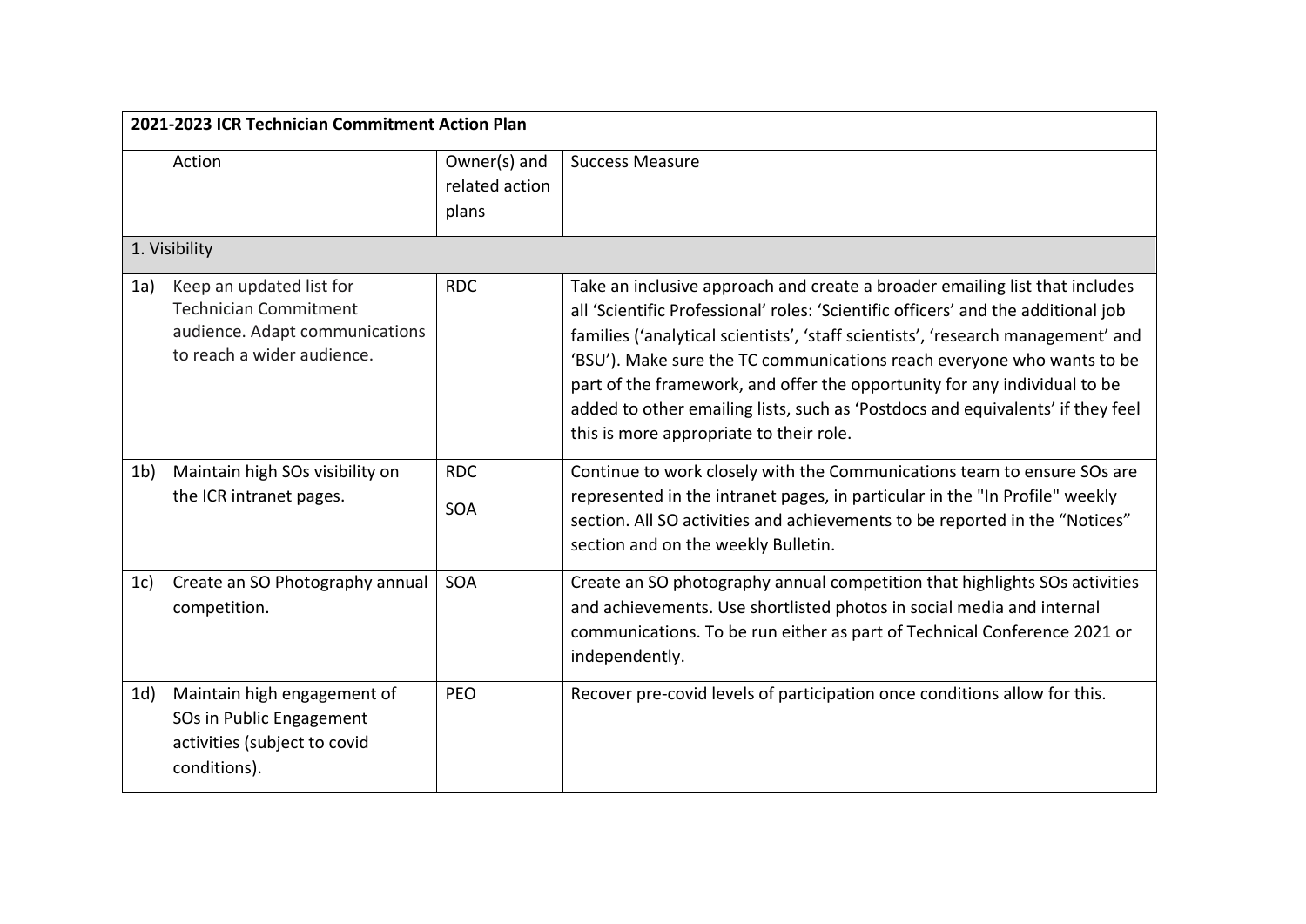| 2021-2023 ICR Technician Commitment Action Plan | | | |
|---|---|---|---|
| | Action | Owner(s) and related action plans | Success Measure |
| 1. Visibility | | | |
| 1a) | Keep an updated list for Technician Commitment audience. Adapt communications to reach a wider audience. | RDC | Take an inclusive approach and create a broader emailing list that includes all 'Scientific Professional' roles: 'Scientific officers' and the additional job families ('analytical scientists', 'staff scientists', 'research management' and 'BSU'). Make sure the TC communications reach everyone who wants to be part of the framework, and offer the opportunity for any individual to be added to other emailing lists, such as 'Postdocs and equivalents' if they feel this is more appropriate to their role. |
| 1b) | Maintain high SOs visibility on the ICR intranet pages. | RDC<br>SOA | Continue to work closely with the Communications team to ensure SOs are represented in the intranet pages, in particular in the "In Profile" weekly section. All SO activities and achievements to be reported in the "Notices" section and on the weekly Bulletin. |
| 1c) | Create an SO Photography annual competition. | SOA | Create an SO photography annual competition that highlights SOs activities and achievements. Use shortlisted photos in social media and internal communications. To be run either as part of Technical Conference 2021 or independently. |
| 1d) | Maintain high engagement of SOs in Public Engagement activities (subject to covid conditions). | PEO | Recover pre-covid levels of participation once conditions allow for this. |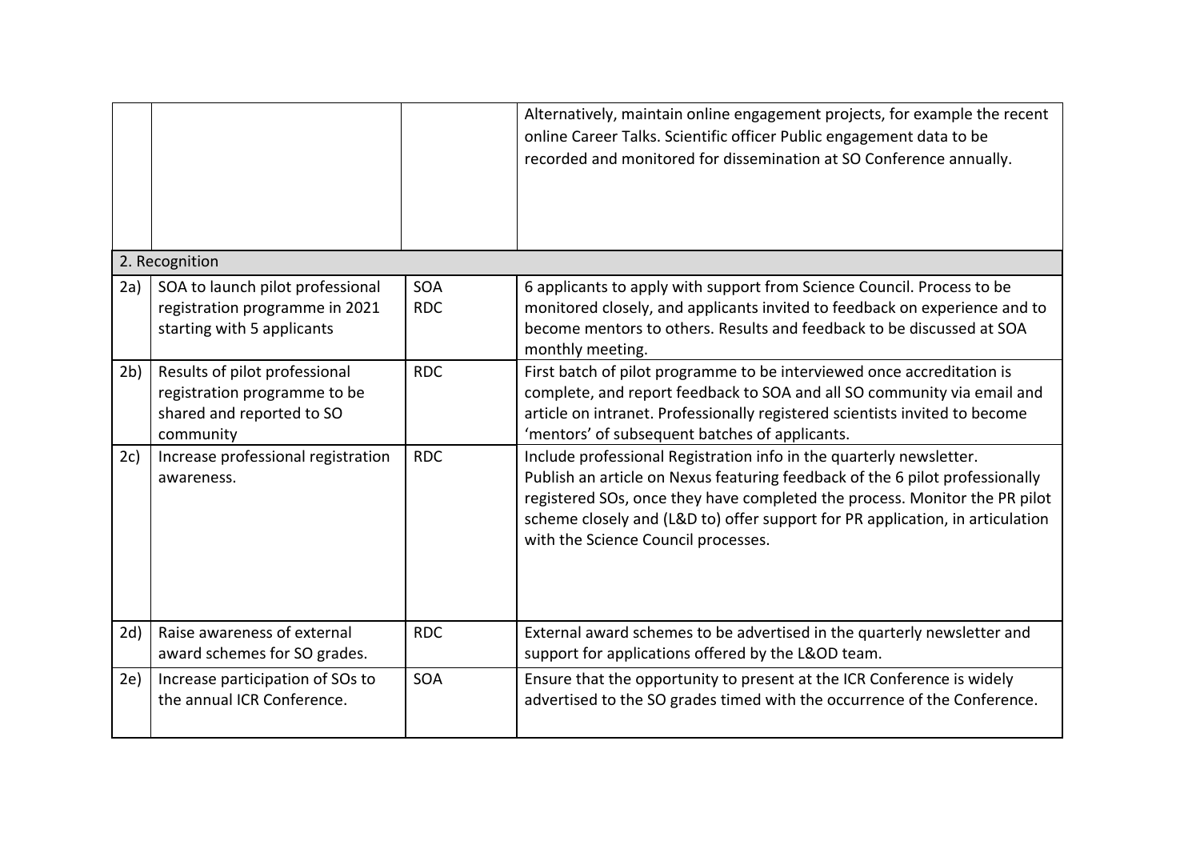| | | | |
|---|---|---|---|
| | | | Alternatively, maintain online engagement projects, for example the recent online Career Talks. Scientific officer Public engagement data to be recorded and monitored for dissemination at SO Conference annually. |
| 2. Recognition | | | |
| 2a) | SOA to launch pilot professional registration programme in 2021 starting with 5 applicants | SOA RDC | 6 applicants to apply with support from Science Council. Process to be monitored closely, and applicants invited to feedback on experience and to become mentors to others. Results and feedback to be discussed at SOA monthly meeting. |
| 2b) | Results of pilot professional registration programme to be shared and reported to SO community | RDC | First batch of pilot programme to be interviewed once accreditation is complete, and report feedback to SOA and all SO community via email and article on intranet. Professionally registered scientists invited to become 'mentors' of subsequent batches of applicants. |
| 2c) | Increase professional registration awareness. | RDC | Include professional Registration info in the quarterly newsletter. Publish an article on Nexus featuring feedback of the 6 pilot professionally registered SOs, once they have completed the process. Monitor the PR pilot scheme closely and (L&D to) offer support for PR application, in articulation with the Science Council processes. |
| 2d) | Raise awareness of external award schemes for SO grades. | RDC | External award schemes to be advertised in the quarterly newsletter and support for applications offered by the L&OD team. |
| 2e) | Increase participation of SOs to the annual ICR Conference. | SOA | Ensure that the opportunity to present at the ICR Conference is widely advertised to the SO grades timed with the occurrence of the Conference. |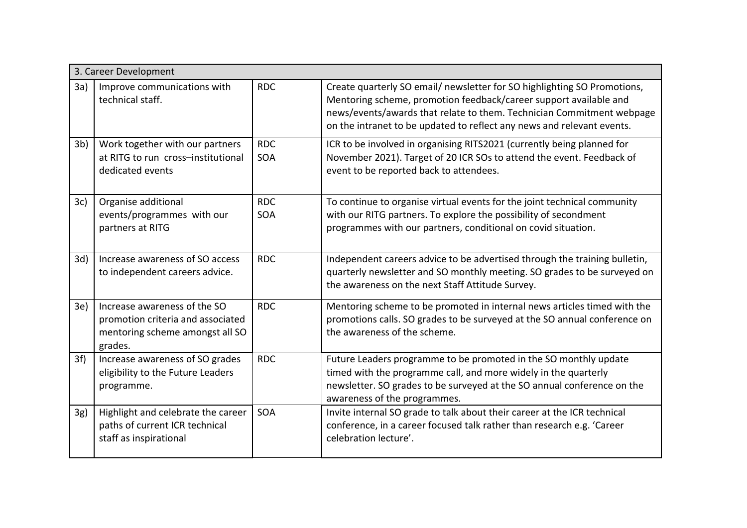| 3. Career Development | | | |
|---|---|---|---|
| 3a) | Improve communications with technical staff. | RDC | Create quarterly SO email/ newsletter for SO highlighting SO Promotions, Mentoring scheme, promotion feedback/career support available and news/events/awards that relate to them. Technician Commitment webpage on the intranet to be updated to reflect any news and relevant events. |
| 3b) | Work together with our partners at RITG to run cross–institutional dedicated events | RDC SOA | ICR to be involved in organising RITS2021 (currently being planned for November 2021). Target of 20 ICR SOs to attend the event. Feedback of event to be reported back to attendees. |
| 3c) | Organise additional events/programmes with our partners at RITG | RDC SOA | To continue to organise virtual events for the joint technical community with our RITG partners. To explore the possibility of secondment programmes with our partners, conditional on covid situation. |
| 3d) | Increase awareness of SO access to independent careers advice. | RDC | Independent careers advice to be advertised through the training bulletin, quarterly newsletter and SO monthly meeting. SO grades to be surveyed on the awareness on the next Staff Attitude Survey. |
| 3e) | Increase awareness of the SO promotion criteria and associated mentoring scheme amongst all SO grades. | RDC | Mentoring scheme to be promoted in internal news articles timed with the promotions calls. SO grades to be surveyed at the SO annual conference on the awareness of the scheme. |
| 3f) | Increase awareness of SO grades eligibility to the Future Leaders programme. | RDC | Future Leaders programme to be promoted in the SO monthly update timed with the programme call, and more widely in the quarterly newsletter. SO grades to be surveyed at the SO annual conference on the awareness of the programmes. |
| 3g) | Highlight and celebrate the career paths of current ICR technical staff as inspirational | SOA | Invite internal SO grade to talk about their career at the ICR technical conference, in a career focused talk rather than research e.g. 'Career celebration lecture'. |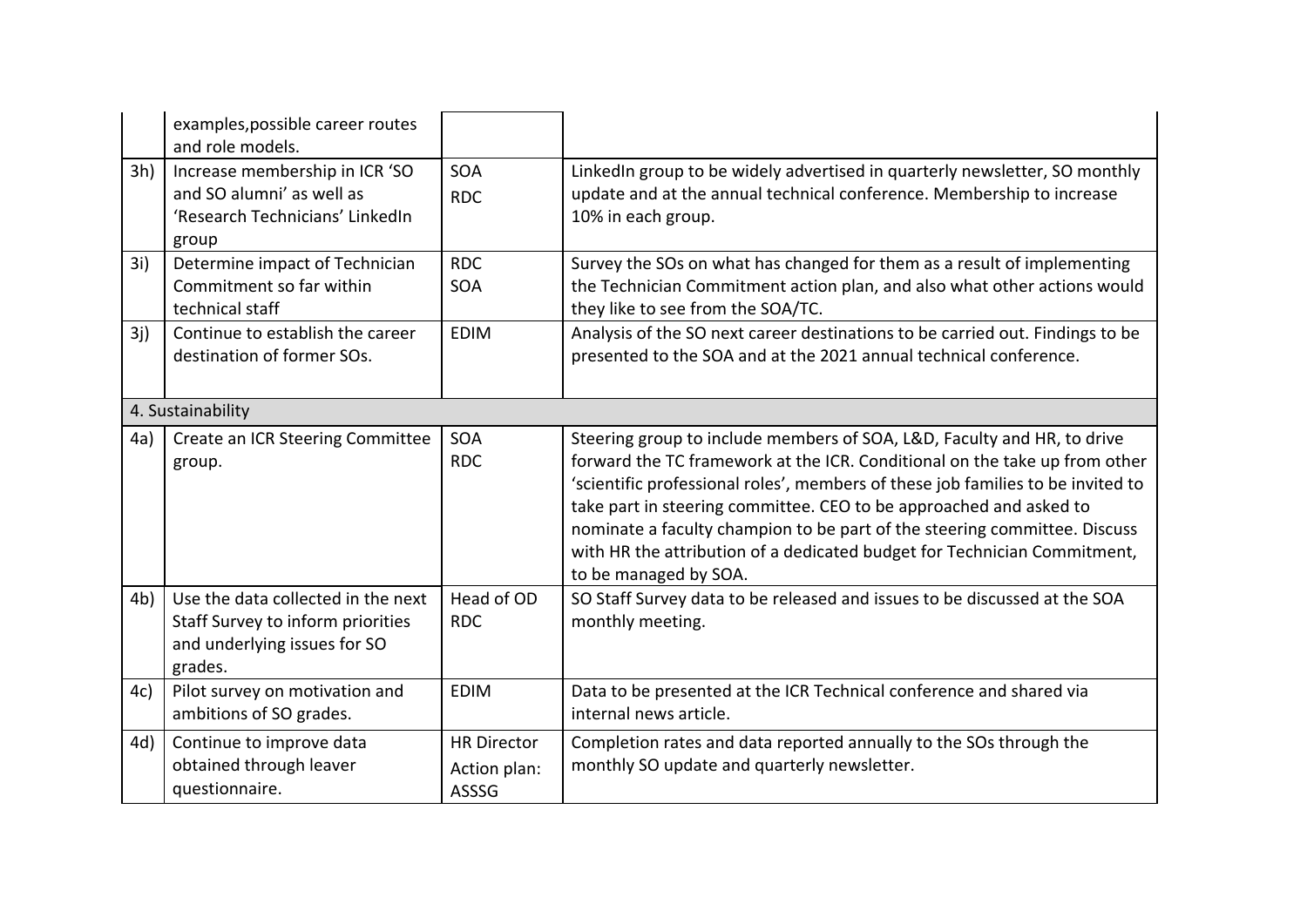| | | | |
|---|---|---|---|
| | examples,possible career routes and role models. | | |
| 3h) | Increase membership in ICR 'SO and SO alumni' as well as 'Research Technicians' LinkedIn group | SOA<br>RDC | LinkedIn group to be widely advertised in quarterly newsletter, SO monthly update and at the annual technical conference. Membership to increase 10% in each group. |
| 3i) | Determine impact of Technician Commitment so far within technical staff | RDC<br>SOA | Survey the SOs on what has changed for them as a result of implementing the Technician Commitment action plan, and also what other actions would they like to see from the SOA/TC. |
| 3j) | Continue to establish the career destination of former SOs. | EDIM | Analysis of the SO next career destinations to be carried out. Findings to be presented to the SOA and at the 2021 annual technical conference. |
| 4. Sustainability | | | |
| 4a) | Create an ICR Steering Committee group. | SOA<br>RDC | Steering group to include members of SOA, L&D, Faculty and HR, to drive forward the TC framework at the ICR. Conditional on the take up from other 'scientific professional roles', members of these job families to be invited to take part in steering committee. CEO to be approached and asked to nominate a faculty champion to be part of the steering committee. Discuss with HR the attribution of a dedicated budget for Technician Commitment, to be managed by SOA. |
| 4b) | Use the data collected in the next Staff Survey to inform priorities and underlying issues for SO grades. | Head of OD<br>RDC | SO Staff Survey data to be released and issues to be discussed at the SOA monthly meeting. |
| 4c) | Pilot survey on motivation and ambitions of SO grades. | EDIM | Data to be presented at the ICR Technical conference and shared via internal news article. |
| 4d) | Continue to improve data obtained through leaver questionnaire. | HR Director<br>Action plan: ASSSG | Completion rates and data reported annually to the SOs through the monthly SO update and quarterly newsletter. |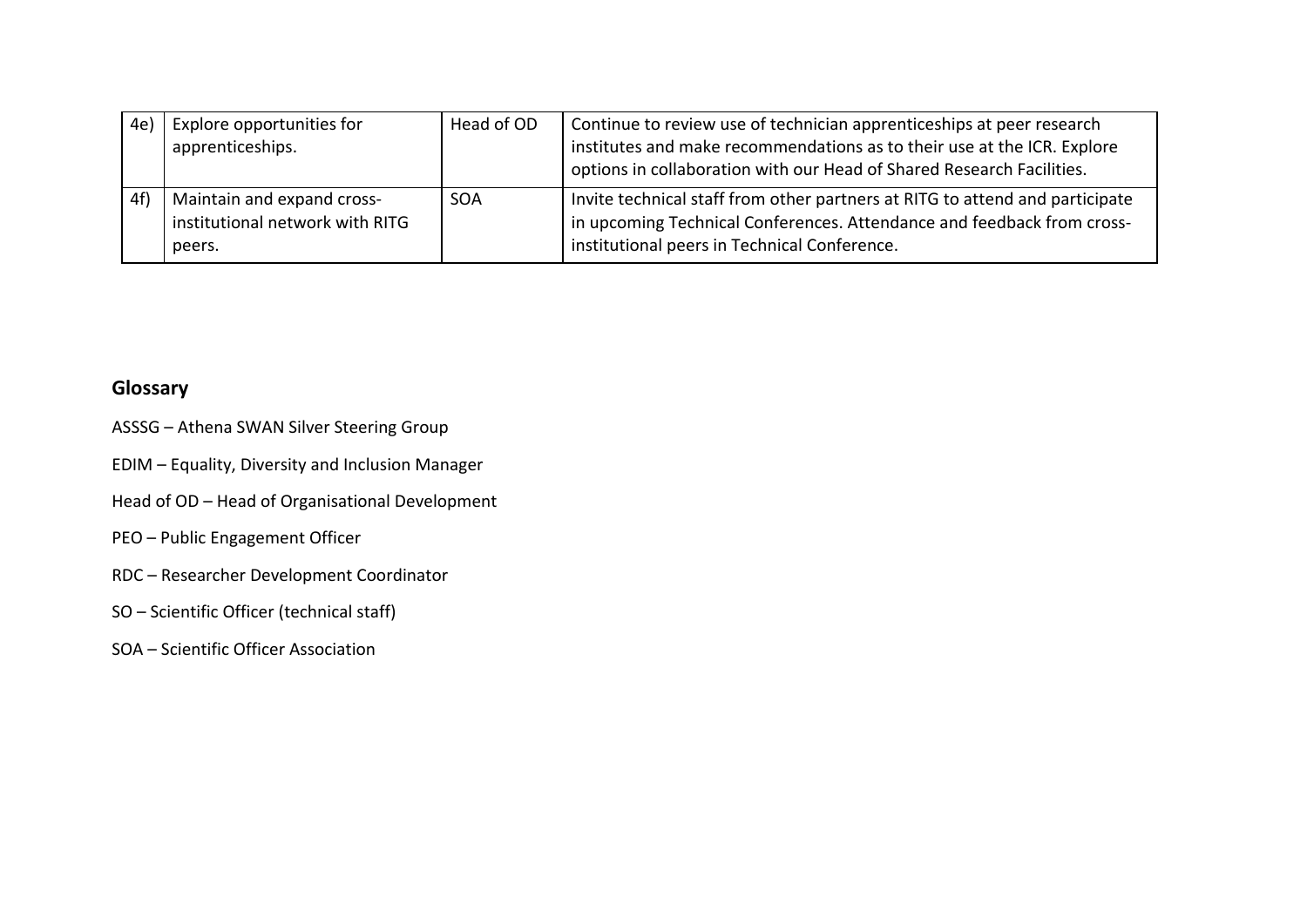| | | | |
|---|---|---|---|
| 4e) | Explore opportunities for apprenticeships. | Head of OD | Continue to review use of technician apprenticeships at peer research institutes and make recommendations as to their use at the ICR. Explore options in collaboration with our Head of Shared Research Facilities. |
| 4f) | Maintain and expand cross-institutional network with RITG peers. | SOA | Invite technical staff from other partners at RITG to attend and participate in upcoming Technical Conferences. Attendance and feedback from cross-institutional peers in Technical Conference. |

## Glossary

ASSSG – Athena SWAN Silver Steering Group

EDIM – Equality, Diversity and Inclusion Manager

Head of OD – Head of Organisational Development

PEO – Public Engagement Officer

RDC – Researcher Development Coordinator

SO – Scientific Officer (technical staff)

SOA – Scientific Officer Association